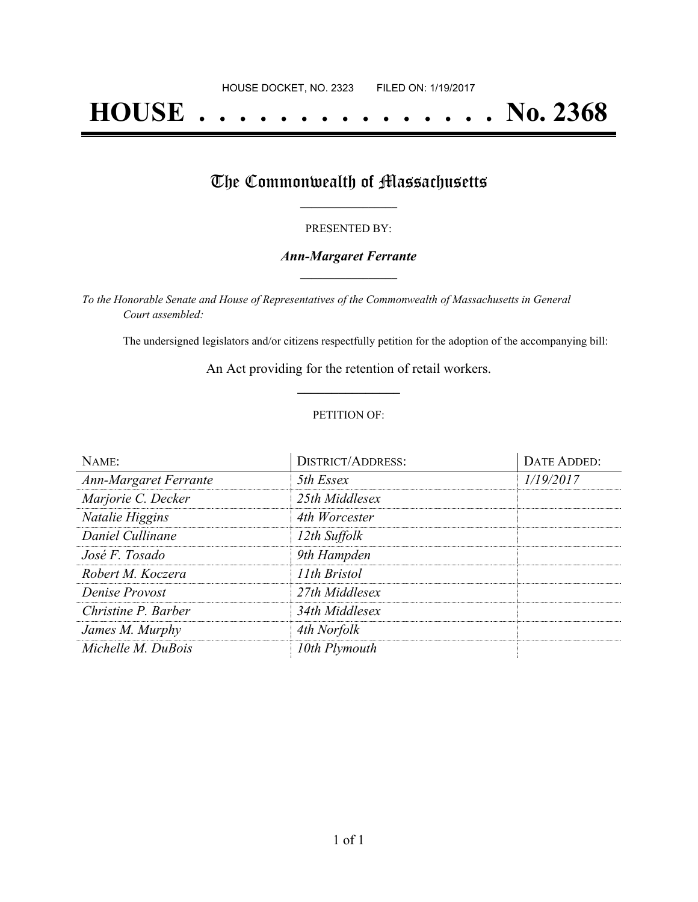HOUSE DOCKET, NO. 2323        FILED ON: 1/19/2017

# HOUSE . . . . . . . . . . . . . . . No. 2368

## The Commonwealth of Massachusetts

PRESENTED BY:

***Ann-Margaret Ferrante***

*To the Honorable Senate and House of Representatives of the Commonwealth of Massachusetts in General Court assembled:*

The undersigned legislators and/or citizens respectfully petition for the adoption of the accompanying bill:

An Act providing for the retention of retail workers.

PETITION OF:

| NAME: | DISTRICT/ADDRESS: | DATE ADDED: |
| --- | --- | --- |
| *Ann-Margaret Ferrante* | *5th Essex* | *1/19/2017* |
| *Marjorie C. Decker* | *25th Middlesex* | |
| *Natalie Higgins* | *4th Worcester* | |
| *Daniel Cullinane* | *12th Suffolk* | |
| *José F. Tosado* | *9th Hampden* | |
| *Robert M. Koczera* | *11th Bristol* | |
| *Denise Provost* | *27th Middlesex* | |
| *Christine P. Barber* | *34th Middlesex* | |
| *James M. Murphy* | *4th Norfolk* | |
| *Michelle M. DuBois* | *10th Plymouth* | |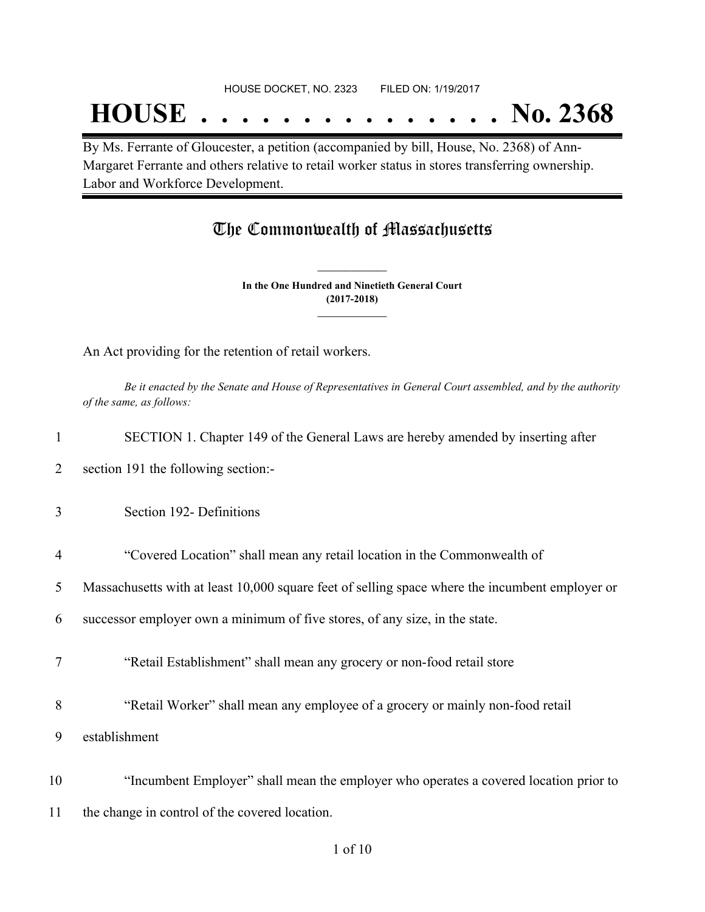HOUSE DOCKET, NO. 2323 FILED ON: 1/19/2017

# HOUSE . . . . . . . . . . . . . . . No. 2368

By Ms. Ferrante of Gloucester, a petition (accompanied by bill, House, No. 2368) of Ann-Margaret Ferrante and others relative to retail worker status in stores transferring ownership. Labor and Workforce Development.

## The Commonwealth of Massachusetts

**In the One Hundred and Ninetieth General Court**
**(2017-2018)**

An Act providing for the retention of retail workers.

*Be it enacted by the Senate and House of Representatives in General Court assembled, and by the authority of the same, as follows:*

1 SECTION 1. Chapter 149 of the General Laws are hereby amended by inserting after
2 section 191 the following section:-
3 Section 192- Definitions
4 "Covered Location" shall mean any retail location in the Commonwealth of
5 Massachusetts with at least 10,000 square feet of selling space where the incumbent employer or
6 successor employer own a minimum of five stores, of any size, in the state.
7 "Retail Establishment" shall mean any grocery or non-food retail store
8 "Retail Worker" shall mean any employee of a grocery or mainly non-food retail
9 establishment
10 "Incumbent Employer" shall mean the employer who operates a covered location prior to
11 the change in control of the covered location.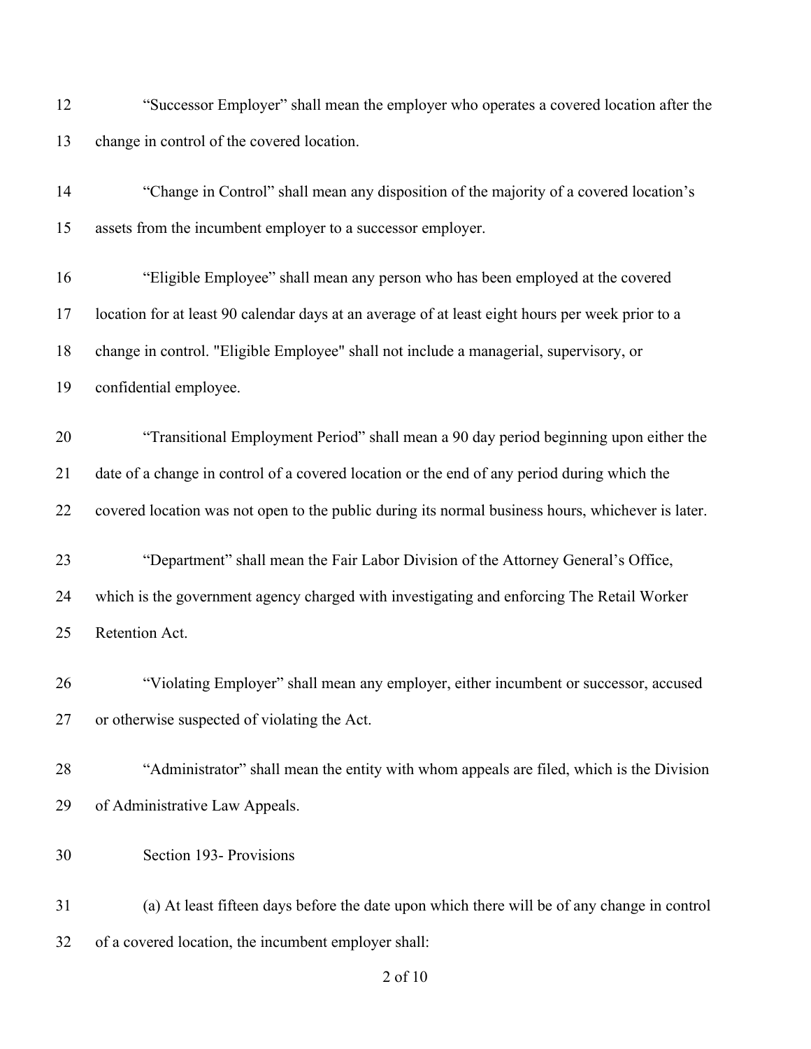"Successor Employer" shall mean the employer who operates a covered location after the change in control of the covered location.

"Change in Control" shall mean any disposition of the majority of a covered location's assets from the incumbent employer to a successor employer.

"Eligible Employee" shall mean any person who has been employed at the covered location for at least 90 calendar days at an average of at least eight hours per week prior to a change in control. "Eligible Employee" shall not include a managerial, supervisory, or confidential employee.

"Transitional Employment Period" shall mean a 90 day period beginning upon either the date of a change in control of a covered location or the end of any period during which the covered location was not open to the public during its normal business hours, whichever is later.

"Department" shall mean the Fair Labor Division of the Attorney General's Office, which is the government agency charged with investigating and enforcing The Retail Worker Retention Act.

"Violating Employer" shall mean any employer, either incumbent or successor, accused or otherwise suspected of violating the Act.

"Administrator" shall mean the entity with whom appeals are filed, which is the Division of Administrative Law Appeals.

Section 193- Provisions

(a) At least fifteen days before the date upon which there will be of any change in control of a covered location, the incumbent employer shall: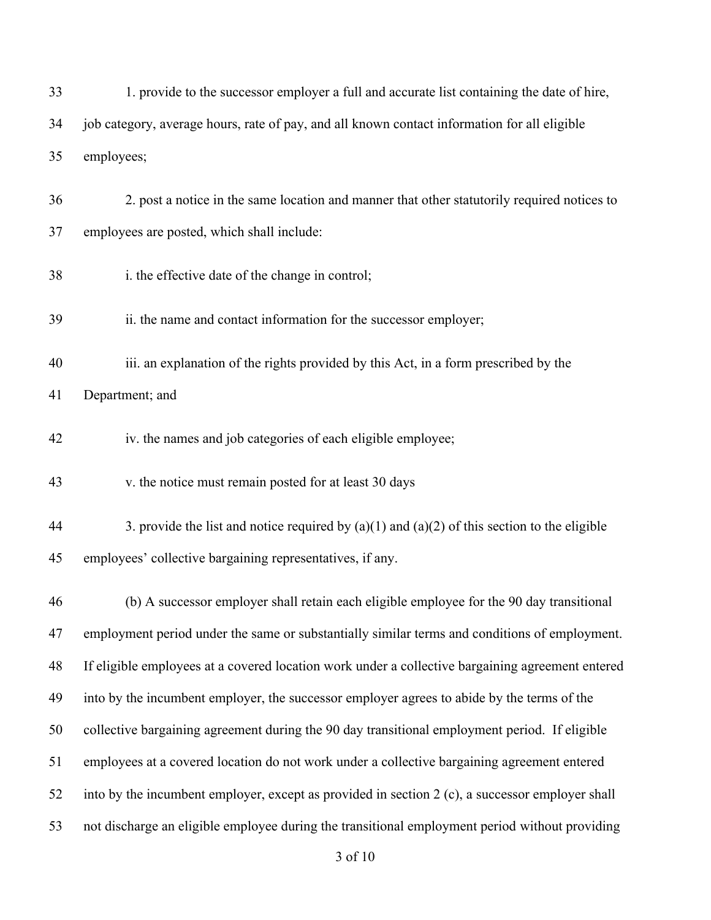33 1. provide to the successor employer a full and accurate list containing the date of hire,
34 job category, average hours, rate of pay, and all known contact information for all eligible
35 employees;

36 2. post a notice in the same location and manner that other statutorily required notices to
37 employees are posted, which shall include:

38 i. the effective date of the change in control;

39 ii. the name and contact information for the successor employer;

40 iii. an explanation of the rights provided by this Act, in a form prescribed by the
41 Department; and

42 iv. the names and job categories of each eligible employee;

43 v. the notice must remain posted for at least 30 days

44 3. provide the list and notice required by (a)(1) and (a)(2) of this section to the eligible
45 employees' collective bargaining representatives, if any.

46 (b) A successor employer shall retain each eligible employee for the 90 day transitional
47 employment period under the same or substantially similar terms and conditions of employment.
48 If eligible employees at a covered location work under a collective bargaining agreement entered
49 into by the incumbent employer, the successor employer agrees to abide by the terms of the
50 collective bargaining agreement during the 90 day transitional employment period. If eligible
51 employees at a covered location do not work under a collective bargaining agreement entered
52 into by the incumbent employer, except as provided in section 2 (c), a successor employer shall
53 not discharge an eligible employee during the transitional employment period without providing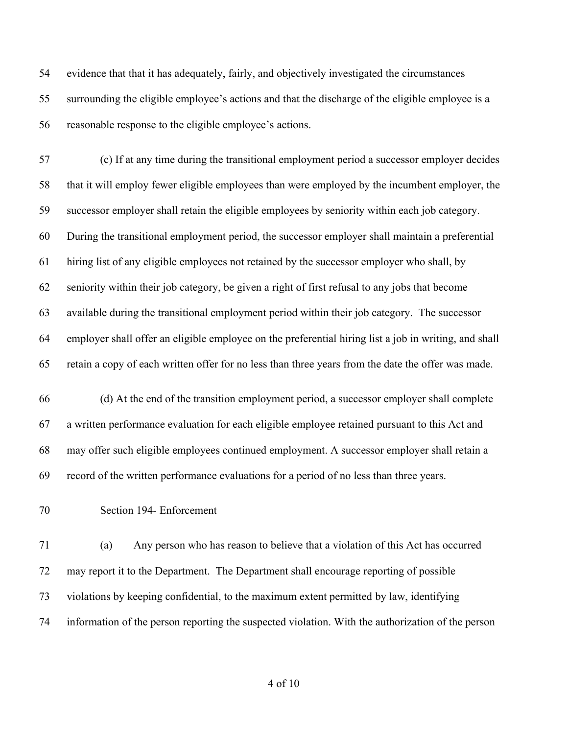evidence that that it has adequately, fairly, and objectively investigated the circumstances surrounding the eligible employee's actions and that the discharge of the eligible employee is a reasonable response to the eligible employee's actions.

(c) If at any time during the transitional employment period a successor employer decides that it will employ fewer eligible employees than were employed by the incumbent employer, the successor employer shall retain the eligible employees by seniority within each job category. During the transitional employment period, the successor employer shall maintain a preferential hiring list of any eligible employees not retained by the successor employer who shall, by seniority within their job category, be given a right of first refusal to any jobs that become available during the transitional employment period within their job category. The successor employer shall offer an eligible employee on the preferential hiring list a job in writing, and shall retain a copy of each written offer for no less than three years from the date the offer was made.

(d) At the end of the transition employment period, a successor employer shall complete a written performance evaluation for each eligible employee retained pursuant to this Act and may offer such eligible employees continued employment. A successor employer shall retain a record of the written performance evaluations for a period of no less than three years.

Section 194- Enforcement

(a) Any person who has reason to believe that a violation of this Act has occurred may report it to the Department. The Department shall encourage reporting of possible violations by keeping confidential, to the maximum extent permitted by law, identifying information of the person reporting the suspected violation. With the authorization of the person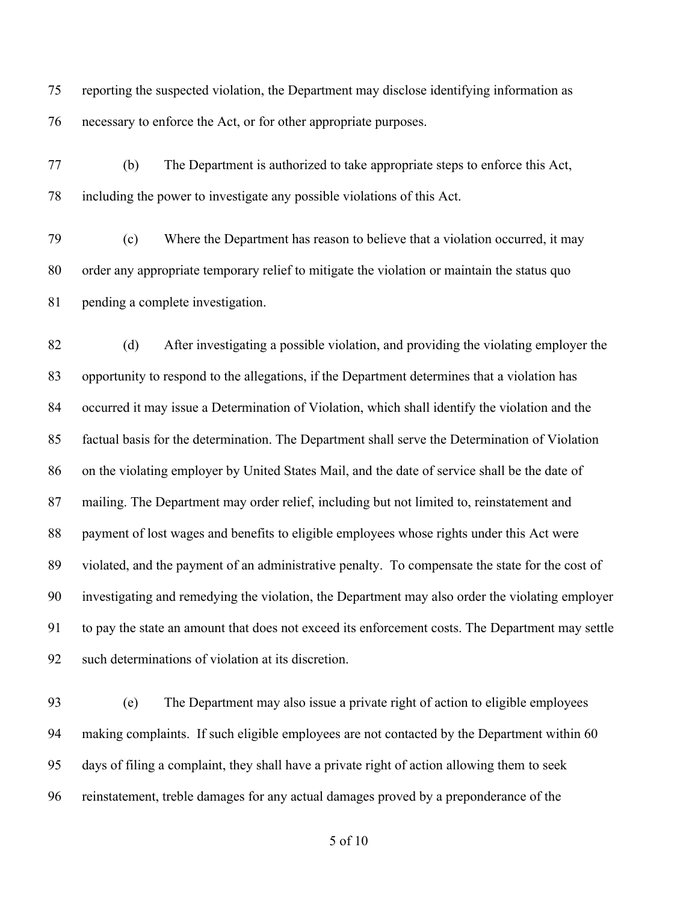reporting the suspected violation, the Department may disclose identifying information as necessary to enforce the Act, or for other appropriate purposes.

(b) The Department is authorized to take appropriate steps to enforce this Act, including the power to investigate any possible violations of this Act.

(c) Where the Department has reason to believe that a violation occurred, it may order any appropriate temporary relief to mitigate the violation or maintain the status quo pending a complete investigation.

(d) After investigating a possible violation, and providing the violating employer the opportunity to respond to the allegations, if the Department determines that a violation has occurred it may issue a Determination of Violation, which shall identify the violation and the factual basis for the determination. The Department shall serve the Determination of Violation on the violating employer by United States Mail, and the date of service shall be the date of mailing. The Department may order relief, including but not limited to, reinstatement and payment of lost wages and benefits to eligible employees whose rights under this Act were violated, and the payment of an administrative penalty. To compensate the state for the cost of investigating and remedying the violation, the Department may also order the violating employer to pay the state an amount that does not exceed its enforcement costs. The Department may settle such determinations of violation at its discretion.

(e) The Department may also issue a private right of action to eligible employees making complaints. If such eligible employees are not contacted by the Department within 60 days of filing a complaint, they shall have a private right of action allowing them to seek reinstatement, treble damages for any actual damages proved by a preponderance of the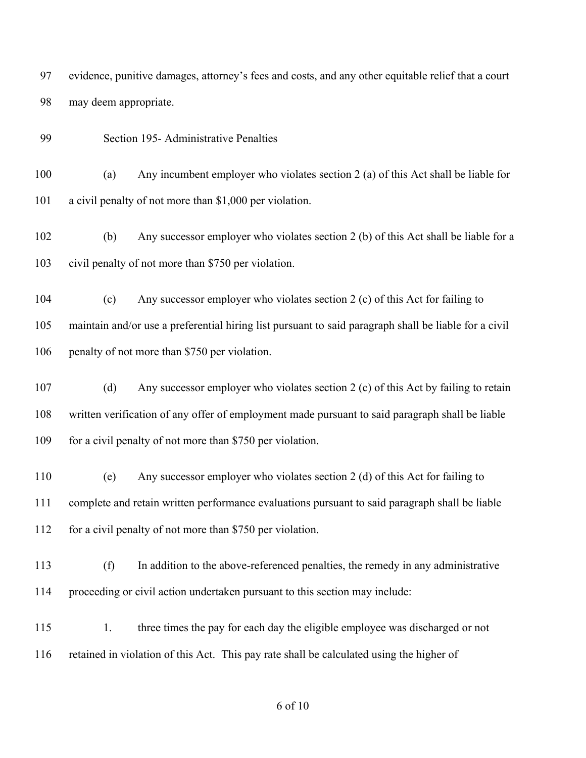evidence, punitive damages, attorney's fees and costs, and any other equitable relief that a court may deem appropriate.

Section 195- Administrative Penalties

(a) Any incumbent employer who violates section 2 (a) of this Act shall be liable for a civil penalty of not more than $1,000 per violation.

(b) Any successor employer who violates section 2 (b) of this Act shall be liable for a civil penalty of not more than $750 per violation.

(c) Any successor employer who violates section 2 (c) of this Act for failing to maintain and/or use a preferential hiring list pursuant to said paragraph shall be liable for a civil penalty of not more than $750 per violation.

(d) Any successor employer who violates section 2 (c) of this Act by failing to retain written verification of any offer of employment made pursuant to said paragraph shall be liable for a civil penalty of not more than $750 per violation.

(e) Any successor employer who violates section 2 (d) of this Act for failing to complete and retain written performance evaluations pursuant to said paragraph shall be liable for a civil penalty of not more than $750 per violation.

(f) In addition to the above-referenced penalties, the remedy in any administrative proceeding or civil action undertaken pursuant to this section may include:

1. three times the pay for each day the eligible employee was discharged or not retained in violation of this Act. This pay rate shall be calculated using the higher of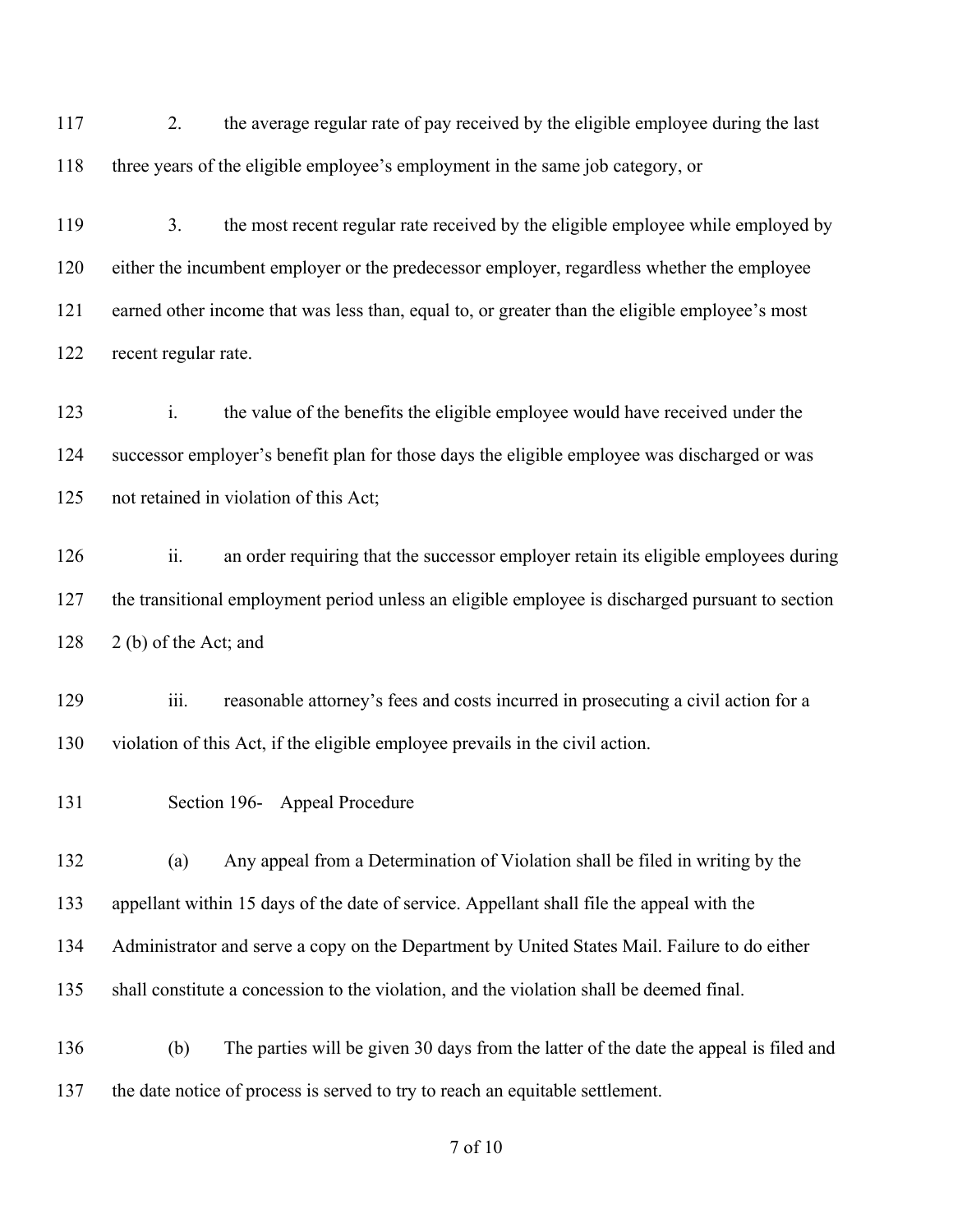2. the average regular rate of pay received by the eligible employee during the last three years of the eligible employee's employment in the same job category, or

3. the most recent regular rate received by the eligible employee while employed by either the incumbent employer or the predecessor employer, regardless whether the employee earned other income that was less than, equal to, or greater than the eligible employee's most recent regular rate.

i. the value of the benefits the eligible employee would have received under the successor employer's benefit plan for those days the eligible employee was discharged or was not retained in violation of this Act;

ii. an order requiring that the successor employer retain its eligible employees during the transitional employment period unless an eligible employee is discharged pursuant to section 2 (b) of the Act; and

iii. reasonable attorney's fees and costs incurred in prosecuting a civil action for a violation of this Act, if the eligible employee prevails in the civil action.

Section 196- Appeal Procedure

(a) Any appeal from a Determination of Violation shall be filed in writing by the appellant within 15 days of the date of service. Appellant shall file the appeal with the Administrator and serve a copy on the Department by United States Mail. Failure to do either shall constitute a concession to the violation, and the violation shall be deemed final.

(b) The parties will be given 30 days from the latter of the date the appeal is filed and the date notice of process is served to try to reach an equitable settlement.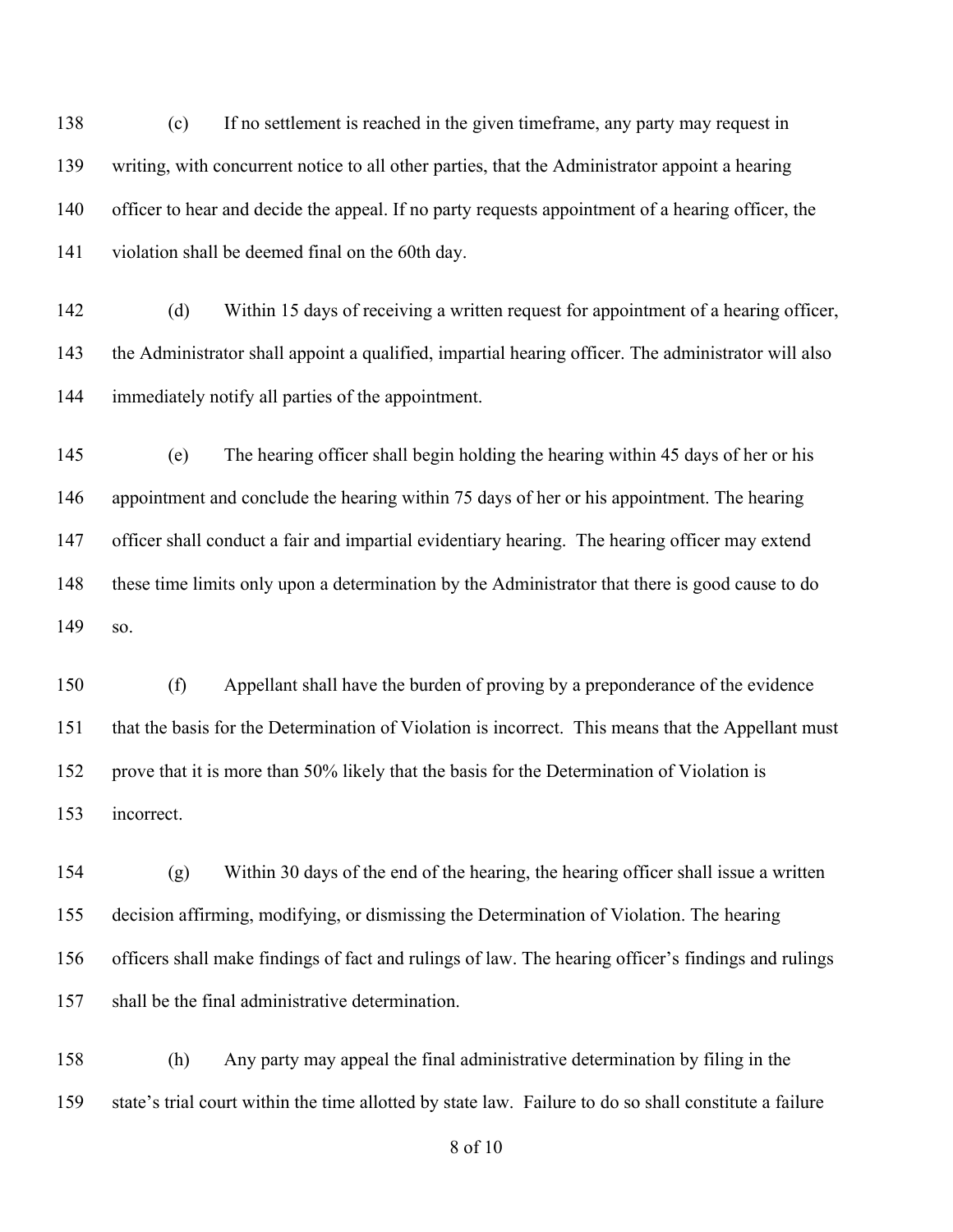(c) If no settlement is reached in the given timeframe, any party may request in writing, with concurrent notice to all other parties, that the Administrator appoint a hearing officer to hear and decide the appeal. If no party requests appointment of a hearing officer, the violation shall be deemed final on the 60th day.

(d) Within 15 days of receiving a written request for appointment of a hearing officer, the Administrator shall appoint a qualified, impartial hearing officer. The administrator will also immediately notify all parties of the appointment.

(e) The hearing officer shall begin holding the hearing within 45 days of her or his appointment and conclude the hearing within 75 days of her or his appointment. The hearing officer shall conduct a fair and impartial evidentiary hearing. The hearing officer may extend these time limits only upon a determination by the Administrator that there is good cause to do so.

(f) Appellant shall have the burden of proving by a preponderance of the evidence that the basis for the Determination of Violation is incorrect. This means that the Appellant must prove that it is more than 50% likely that the basis for the Determination of Violation is incorrect.

(g) Within 30 days of the end of the hearing, the hearing officer shall issue a written decision affirming, modifying, or dismissing the Determination of Violation. The hearing officers shall make findings of fact and rulings of law. The hearing officer's findings and rulings shall be the final administrative determination.

(h) Any party may appeal the final administrative determination by filing in the state's trial court within the time allotted by state law. Failure to do so shall constitute a failure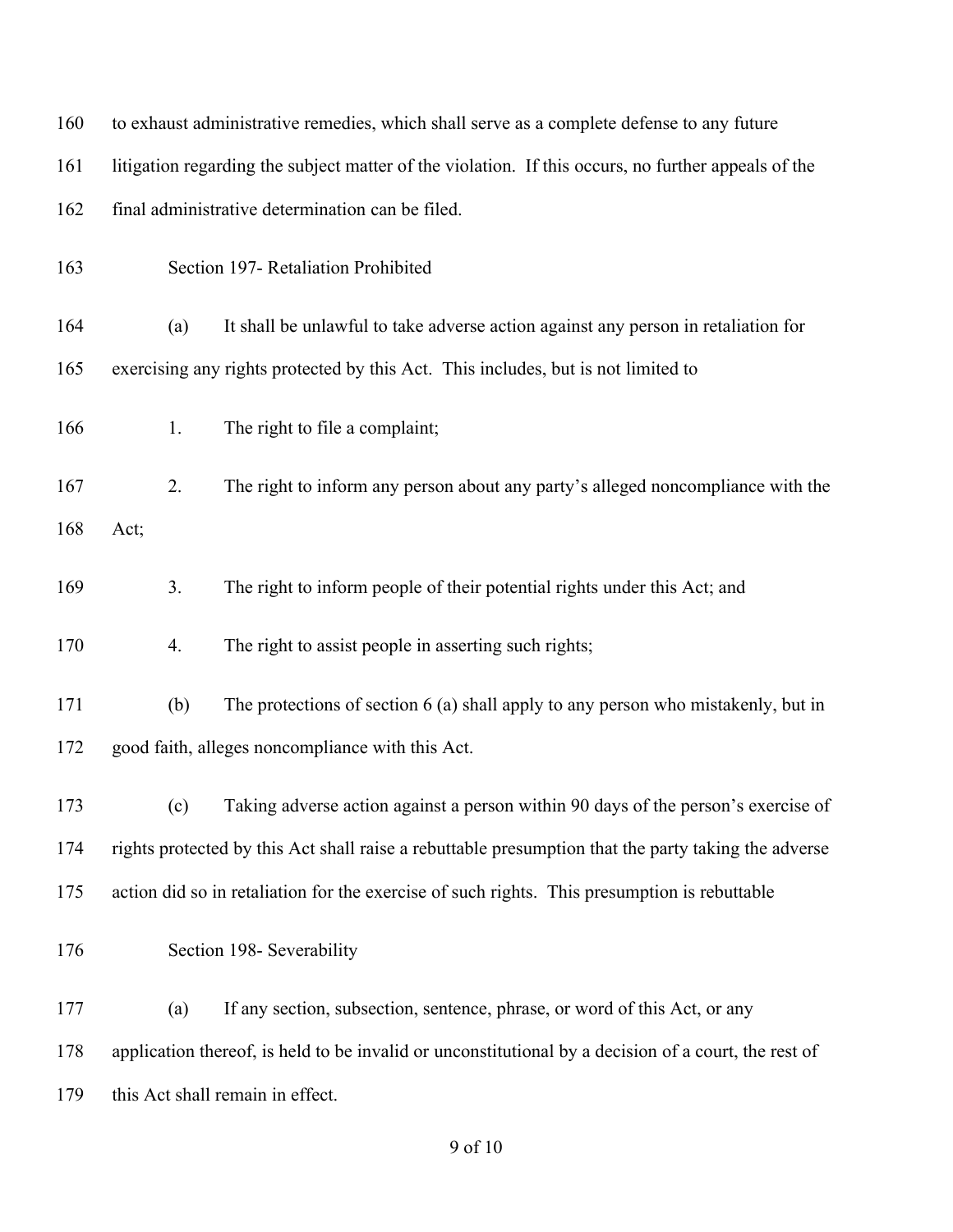to exhaust administrative remedies, which shall serve as a complete defense to any future litigation regarding the subject matter of the violation. If this occurs, no further appeals of the final administrative determination can be filed.

Section 197- Retaliation Prohibited

(a) It shall be unlawful to take adverse action against any person in retaliation for exercising any rights protected by this Act. This includes, but is not limited to

1. The right to file a complaint;

2. The right to inform any person about any party's alleged noncompliance with the Act;

3. The right to inform people of their potential rights under this Act; and

4. The right to assist people in asserting such rights;

(b) The protections of section 6 (a) shall apply to any person who mistakenly, but in good faith, alleges noncompliance with this Act.

(c) Taking adverse action against a person within 90 days of the person's exercise of rights protected by this Act shall raise a rebuttable presumption that the party taking the adverse action did so in retaliation for the exercise of such rights. This presumption is rebuttable

Section 198- Severability

(a) If any section, subsection, sentence, phrase, or word of this Act, or any application thereof, is held to be invalid or unconstitutional by a decision of a court, the rest of this Act shall remain in effect.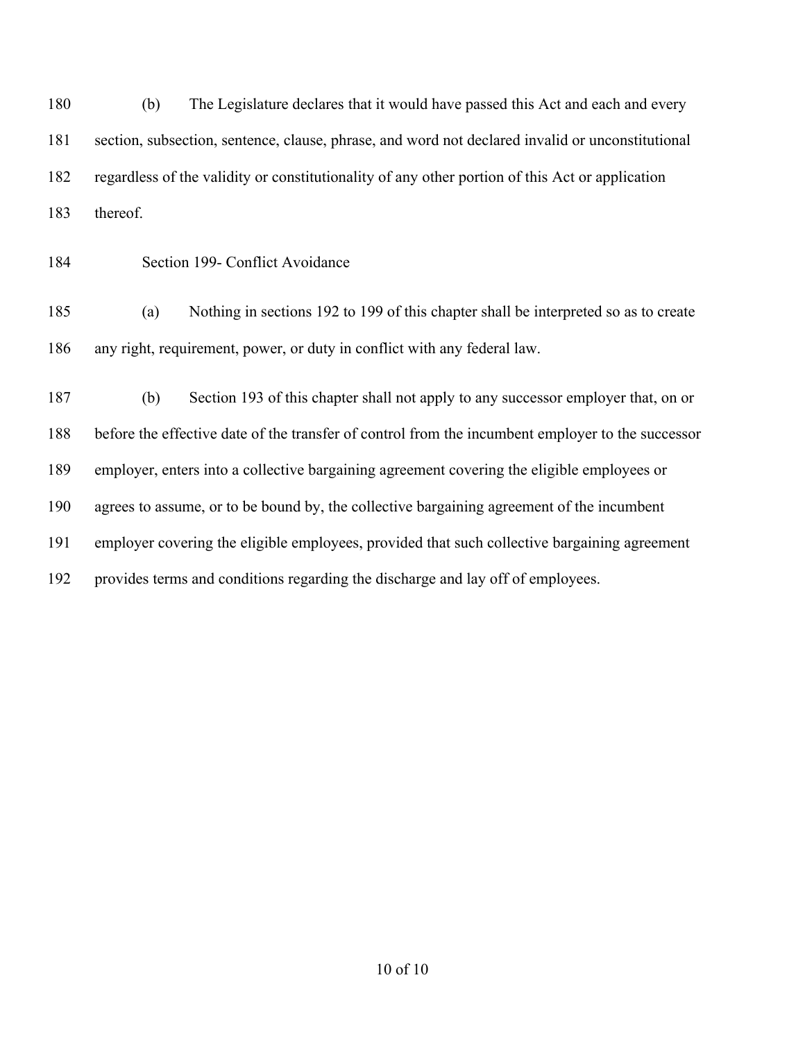(b) The Legislature declares that it would have passed this Act and each and every section, subsection, sentence, clause, phrase, and word not declared invalid or unconstitutional regardless of the validity or constitutionality of any other portion of this Act or application thereof.

Section 199- Conflict Avoidance

(a) Nothing in sections 192 to 199 of this chapter shall be interpreted so as to create any right, requirement, power, or duty in conflict with any federal law.

(b) Section 193 of this chapter shall not apply to any successor employer that, on or before the effective date of the transfer of control from the incumbent employer to the successor employer, enters into a collective bargaining agreement covering the eligible employees or agrees to assume, or to be bound by, the collective bargaining agreement of the incumbent employer covering the eligible employees, provided that such collective bargaining agreement provides terms and conditions regarding the discharge and lay off of employees.